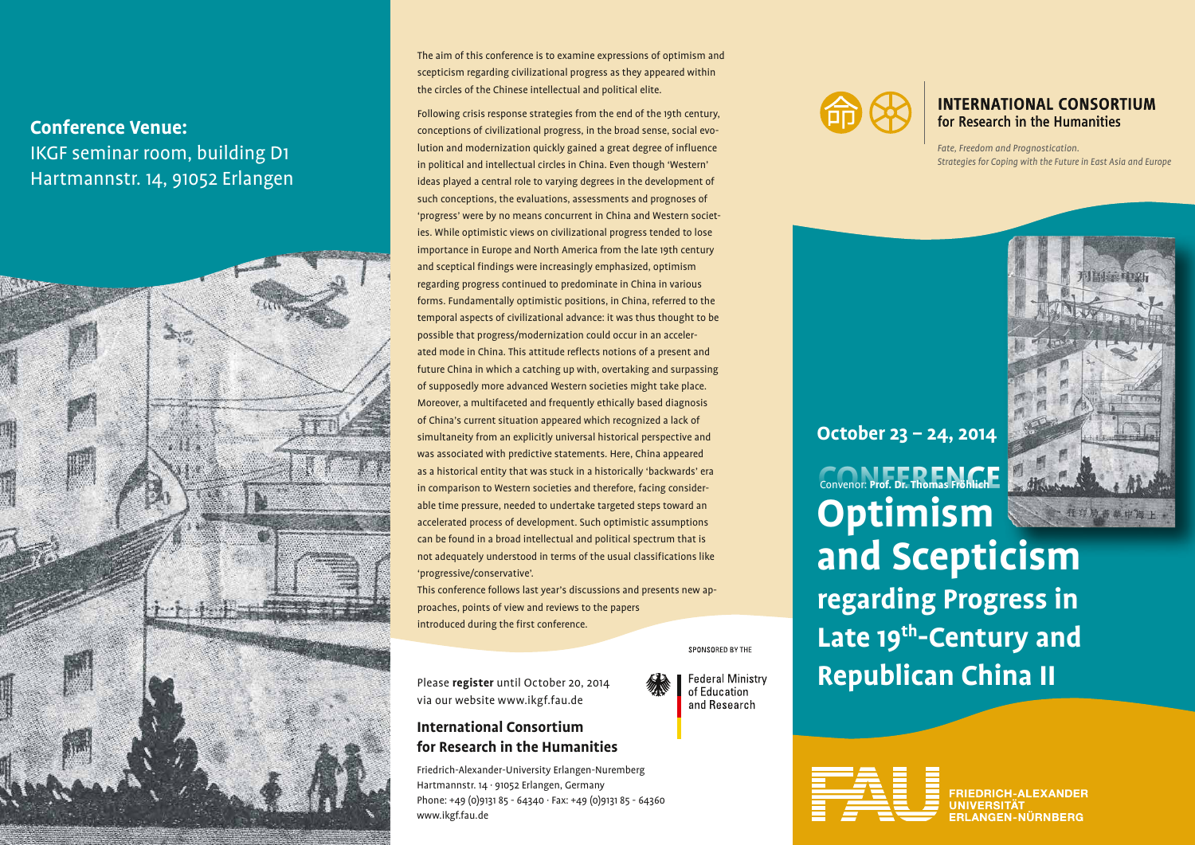**Conference Venue:**
IKGF seminar room, building D1
Hartmannstr. 14, 91052 Erlangen

The aim of this conference is to examine expressions of optimism and scepticism regarding civilizational progress as they appeared within the circles of the Chinese intellectual and political elite.

Following crisis response strategies from the end of the 19th century, conceptions of civilizational progress, in the broad sense, social evolution and modernization quickly gained a great degree of influence in political and intellectual circles in China. Even though 'Western' ideas played a central role to varying degrees in the development of such conceptions, the evaluations, assessments and prognoses of 'progress' were by no means concurrent in China and Western societies. While optimistic views on civilizational progress tended to lose importance in Europe and North America from the late 19th century and sceptical findings were increasingly emphasized, optimism regarding progress continued to predominate in China in various forms. Fundamentally optimistic positions, in China, referred to the temporal aspects of civilizational advance: it was thus thought to be possible that progress/modernization could occur in an accelerated mode in China. This attitude reflects notions of a present and future China in which a catching up with, overtaking and surpassing of supposedly more advanced Western societies might take place. Moreover, a multifaceted and frequently ethically based diagnosis of China's current situation appeared which recognized a lack of simultaneity from an explicitly universal historical perspective and was associated with predictive statements. Here, China appeared as a historical entity that was stuck in a historically 'backwards' era in comparison to Western societies and therefore, facing considerable time pressure, needed to undertake targeted steps toward an accelerated process of development. Such optimistic assumptions can be found in a broad intellectual and political spectrum that is not adequately understood in terms of the usual classifications like 'progressive/conservative'.

This conference follows last year's discussions and presents new approaches, points of view and reviews to the papers introduced during the first conference.

Please **register** until October 20, 2014 via our website www.ikgf.fau.de

SPONSORED BY THE

Federal Ministry of Education and Research

**International Consortium for Research in the Humanities**

Friedrich-Alexander-University Erlangen-Nuremberg
Hartmannstr. 14 · 91052 Erlangen, Germany
Phone: +49 (0)9131 85 - 64340 · Fax: +49 (0)9131 85 - 64360
www.ikgf.fau.de

**INTERNATIONAL CONSORTIUM for Research in the Humanities**

*Fate, Freedom and Prognostication. Strategies for Coping with the Future in East Asia and Europe*

**October 23 – 24, 2014**

CONFERENCE

Convenor: **Prof. Dr. Thomas Fröhlich**

# Optimism and Scepticism regarding Progress in Late 19th-Century and Republican China II

FRIEDRICH-ALEXANDER UNIVERSITÄT ERLANGEN-NÜRNBERG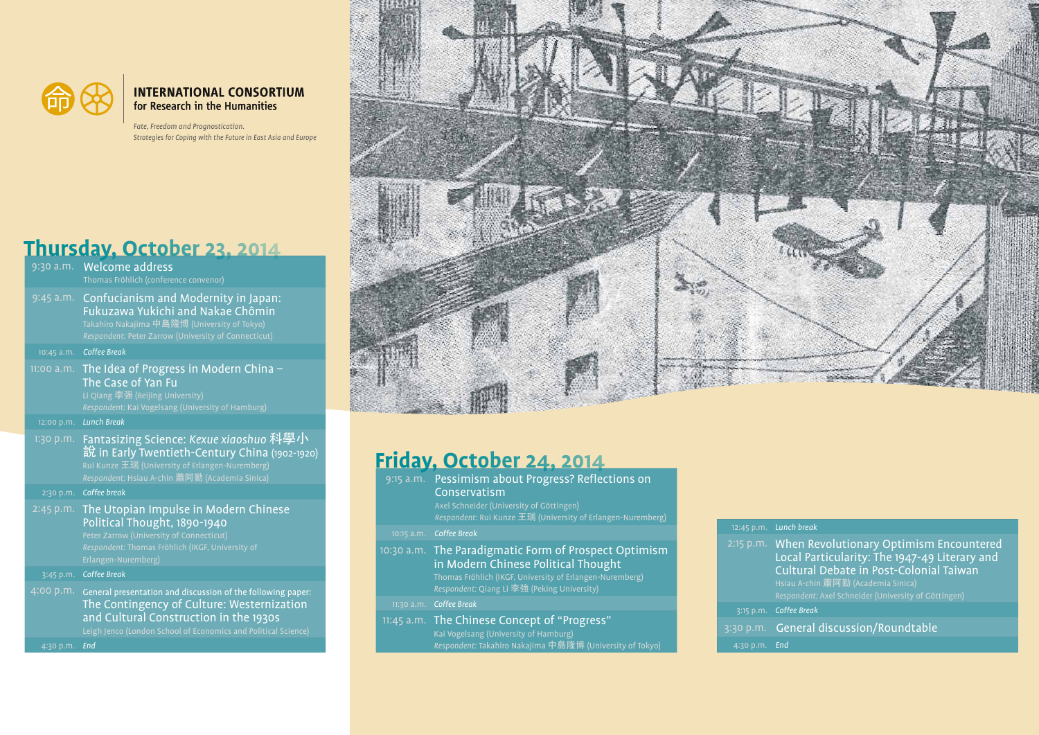**INTERNATIONAL CONSORTIUM**
**for Research in the Humanities**

*Fate, Freedom and Prognostication.*
*Strategies for Coping with the Future in East Asia and Europe*

## Thursday, October 23, 2014

| | |
|---|---|
| 9:30 a.m. | Welcome address<br>Thomas Fröhlich (conference convenor) |
| 9:45 a.m. | Confucianism and Modernity in Japan: Fukuzawa Yukichi and Nakae Chômin<br>Takahiro Nakajima 中島隆博 (University of Tokyo)<br>*Respondent:* Peter Zarrow (University of Connecticut) |
| 10:45 a.m. | *Coffee Break* |
| 11:00 a.m. | The Idea of Progress in Modern China – The Case of Yan Fu<br>Li Qiang 李强 (Beijing University)<br>*Respondent:* Kai Vogelsang (University of Hamburg) |
| 12:00 p.m. | *Lunch Break* |
| 1:30 p.m. | Fantasizing Science: *Kexue xiaoshuo* 科學小說 in Early Twentieth-Century China (1902-1920)<br>Rui Kunze 王瑞 (University of Erlangen-Nuremberg)<br>*Respondent:* Hsiau A-chin 蕭阿勤 (Academia Sinica) |
| 2:30 p.m. | *Coffee break* |
| 2:45 p.m. | The Utopian Impulse in Modern Chinese Political Thought, 1890-1940<br>Peter Zarrow (University of Connecticut)<br>*Respondent:* Thomas Fröhlich (IKGF, University of Erlangen-Nuremberg) |
| 3:45 p.m. | *Coffee Break* |
| 4:00 p.m. | General presentation and discussion of the following paper:<br>The Contingency of Culture: Westernization and Cultural Construction in the 1930s<br>Leigh Jenco (London School of Economics and Political Science) |
| 4:30 p.m. | *End* |

## Friday, October 24, 2014

| | |
|---|---|
| 9:15 a.m. | Pessimism about Progress? Reflections on Conservatism<br>Axel Schneider (University of Göttingen)<br>*Respondent:* Rui Kunze 王瑞 (University of Erlangen-Nuremberg) |
| 10:15 a.m. | *Coffee Break* |
| 10:30 a.m. | The Paradigmatic Form of Prospect Optimism in Modern Chinese Political Thought<br>Thomas Fröhlich (IKGF, University of Erlangen-Nuremberg)<br>*Respondent:* Qiang Li 李強 (Peking University) |
| 11:30 a.m. | *Coffee Break* |
| 11:45 a.m. | The Chinese Concept of "Progress"<br>Kai Vogelsang (University of Hamburg)<br>*Respondent:* Takahiro Nakajima 中島隆博 (University of Tokyo) |
| 12:45 p.m. | *Lunch break* |
| 2:15 p.m. | When Revolutionary Optimism Encountered Local Particularity: The 1947-49 Literary and Cultural Debate in Post-Colonial Taiwan<br>Hsiau A-chin 蕭阿勤 (Academia Sinica)<br>*Respondent:* Axel Schneider (University of Göttingen) |
| 3:15 p.m. | *Coffee Break* |
| 3:30 p.m. | General discussion/Roundtable |
| 4:30 p.m. | *End* |